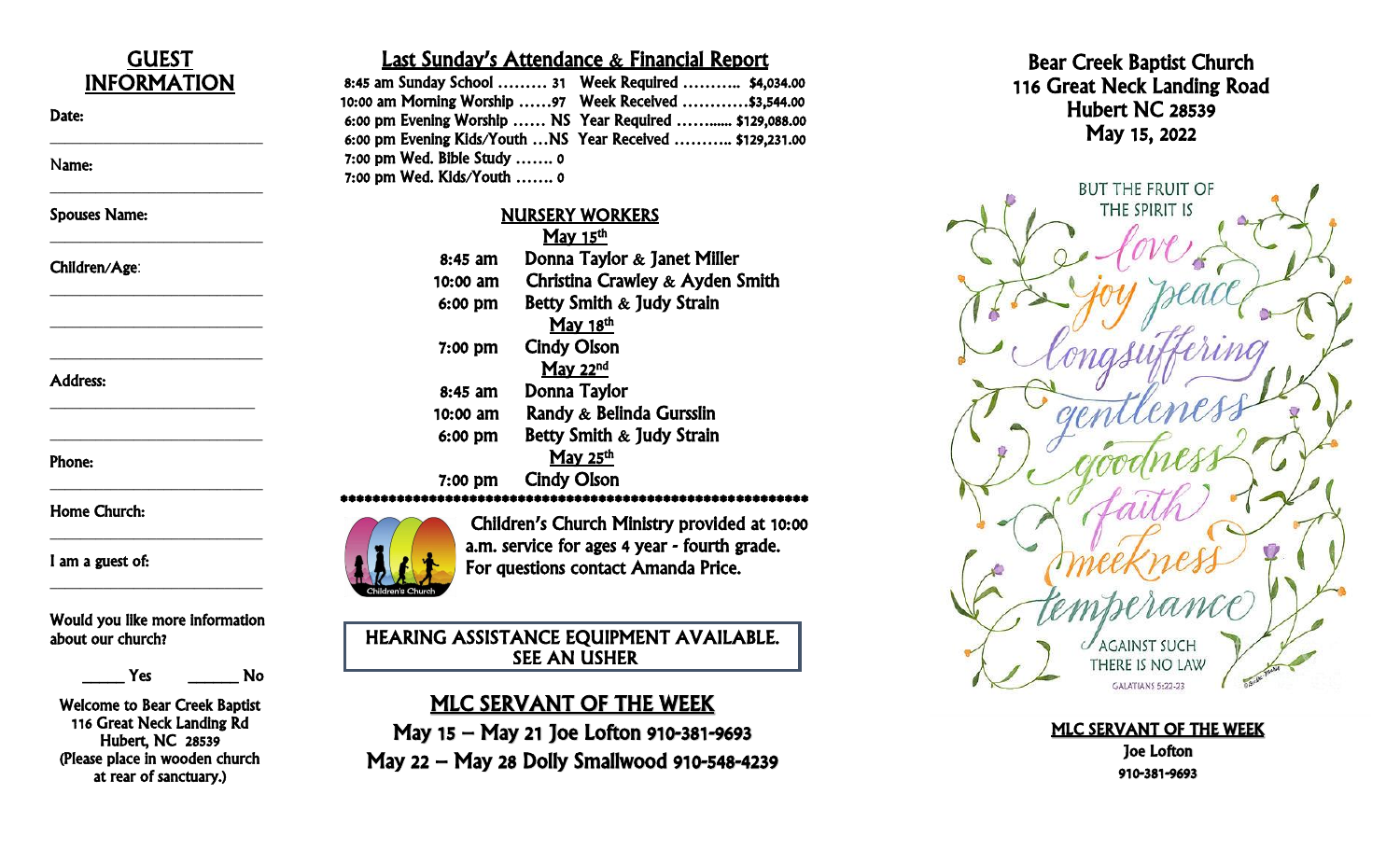## GUEST INFORMATION

Date: ____________________________

Name: ____________________________

Spouses Name: ____________________________

Children/Age: ____________________________

____________________________

____________________________

____________________________

Address: ____________________________

____________________________

Phone: ____________________________

Home Church: ____________________________

I am a guest of: ____________________________

Would you like more information about our church?

_____ Yes _______ No

Welcome to Bear Creek Baptist
116 Great Neck Landing Rd
Hubert, NC 28539
(Please place in wooden church at rear of sanctuary.)

## Last Sunday's Attendance & Financial Report

8:45 am Sunday School ……… 31
10:00 am Morning Worship ……97
6:00 pm Evening Worship …… NS
6:00 pm Evening Kids/Youth …NS
7:00 pm Wed. Bible Study ……. 0
7:00 pm Wed. Kids/Youth ……. 0

Week Required ……….. $4,034.00
Week Received …………$3,544.00
Year Required ……..... $129,088.00
Year Received ……….. $129,231.00

## NURSERY WORKERS

**May 15th**

| | |
|---|---|
| 8:45 am | Donna Taylor & Janet Miller |
| 10:00 am | Christina Crawley & Ayden Smith |
| 6:00 pm | Betty Smith & Judy Strain |

**May 18th**

| | |
|---|---|
| 7:00 pm | Cindy Olson |

**May 22nd**

| | |
|---|---|
| 8:45 am | Donna Taylor |
| 10:00 am | Randy & Belinda Gursslin |
| 6:00 pm | Betty Smith & Judy Strain |

**May 25th**

| | |
|---|---|
| 7:00 pm | Cindy Olson |

\*\*\*\*\*\*\*\*\*\*\*\*\*\*\*\*\*\*\*\*\*\*\*\*\*\*\*\*\*\*\*\*\*\*\*\*\*\*\*\*\*\*\*\*\*\*\*\*\*\*\*\*\*\*\*\*\*\*

Children's Church Ministry provided at 10:00 a.m. service for ages 4 year - fourth grade. For questions contact Amanda Price.

HEARING ASSISTANCE EQUIPMENT AVAILABLE. SEE AN USHER

## MLC SERVANT OF THE WEEK

May 15 – May 21 Joe Lofton 910-381-9693
May 22 – May 28 Dolly Smallwood 910-548-4239

# Bear Creek Baptist Church
116 Great Neck Landing Road
Hubert NC 28539
May 15, 2022

BUT THE FRUIT OF THE SPIRIT IS love joy peace longsuffering gentleness goodness faith meekness temperance AGAINST SUCH THERE IS NO LAW
GALATIANS 5:22-23

## MLC SERVANT OF THE WEEK

Joe Lofton
910-381-9693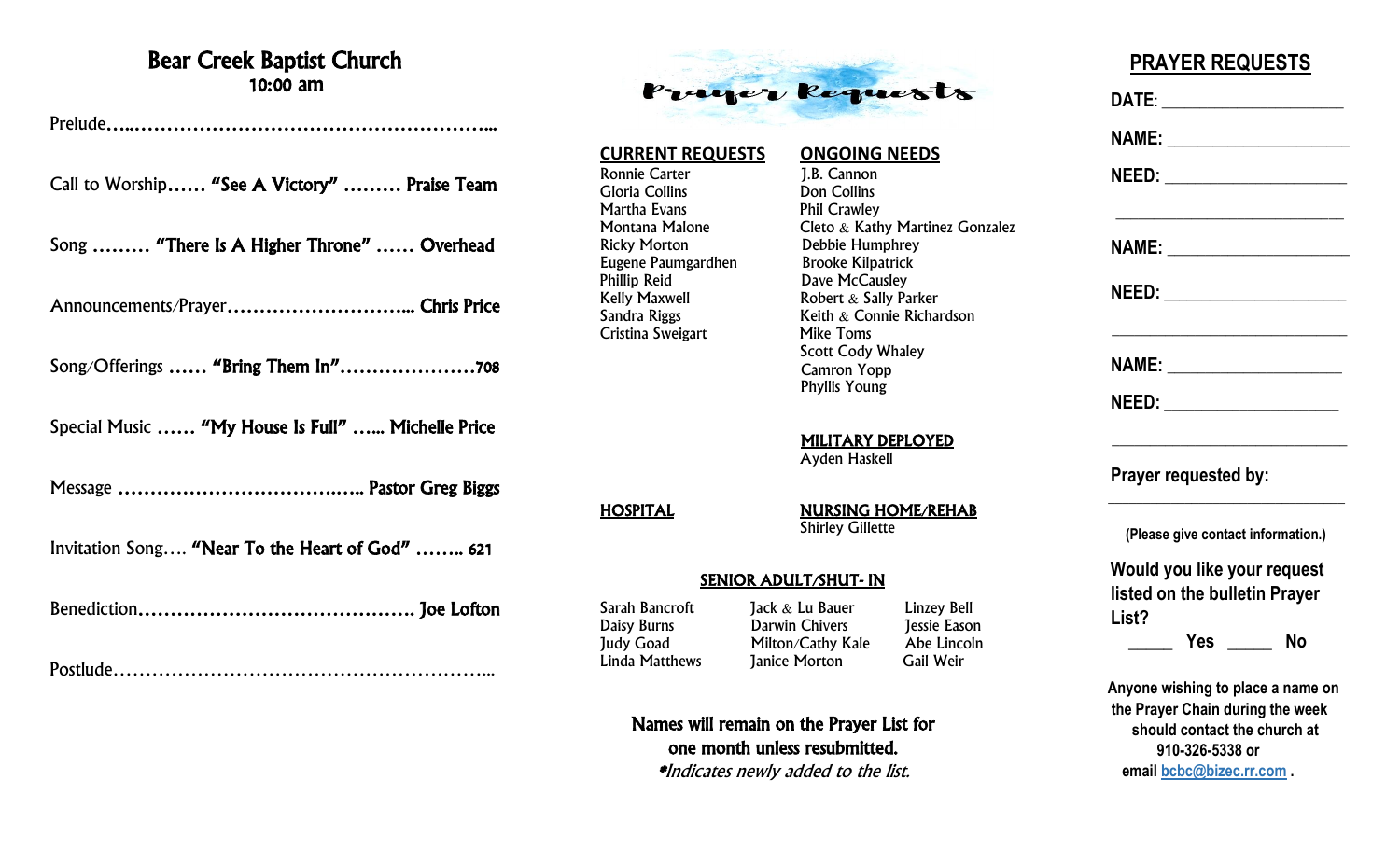# Bear Creek Baptist Church

**10:00 am**

Prelude……………………………………………………………...

Call to Worship…… **"See A Victory"** ……… **Praise Team**

Song ……… **"There Is A Higher Throne"** …… **Overhead**

Announcements/Prayer……………………………... **Chris Price**

Song/Offerings …… **"Bring Them In"**………………………**708**

Special Music …… **"My House Is Full"** …... **Michelle Price**

Message …………………………….….. **Pastor Greg Biggs**

Invitation Song…. **"Near To the Heart of God"** ……... **621**

Benediction………………………………………. **Joe Lofton**

Postlude…………………………………………………………...

# Prayer Requests

## CURRENT REQUESTS

Ronnie Carter
Gloria Collins
Martha Evans
Montana Malone
Ricky Morton
Eugene Paumgardhen
Phillip Reid
Kelly Maxwell
Sandra Riggs
Cristina Sweigart

## ONGOING NEEDS

J.B. Cannon
Don Collins
Phil Crawley
Cleto & Kathy Martinez Gonzalez
Debbie Humphrey
Brooke Kilpatrick
Dave McCausley
Robert & Sally Parker
Keith & Connie Richardson
Mike Toms
Scott Cody Whaley
Camron Yopp
Phyllis Young

## MILITARY DEPLOYED

Ayden Haskell

## HOSPITAL

## NURSING HOME/REHAB

Shirley Gillette

## SENIOR ADULT/SHUT- IN

| | | |
|---|---|---|
| Sarah Bancroft | Jack & Lu Bauer | Linzey Bell |
| Daisy Burns | Darwin Chivers | Jessie Eason |
| Judy Goad | Milton/Cathy Kale | Abe Lincoln |
| Linda Matthews | Janice Morton | Gail Weir |

**Names will remain on the Prayer List for one month unless resubmitted.**

*\*Indicates newly added to the list.*

## PRAYER REQUESTS

**DATE**: ____________________

**NAME:** ____________________

**NEED:** ____________________

____________________________

**NAME:** ____________________

**NEED:** ____________________

____________________________

**NAME:** ____________________

**NEED:** ____________________

____________________________

**Prayer requested by:**

____________________________

**(Please give contact information.)**

**Would you like your request listed on the bulletin Prayer List?**

_____ **Yes** _____ **No**

**Anyone wishing to place a name on the Prayer Chain during the week should contact the church at 910-326-5338 or email bcbc@bizec.rr.com .**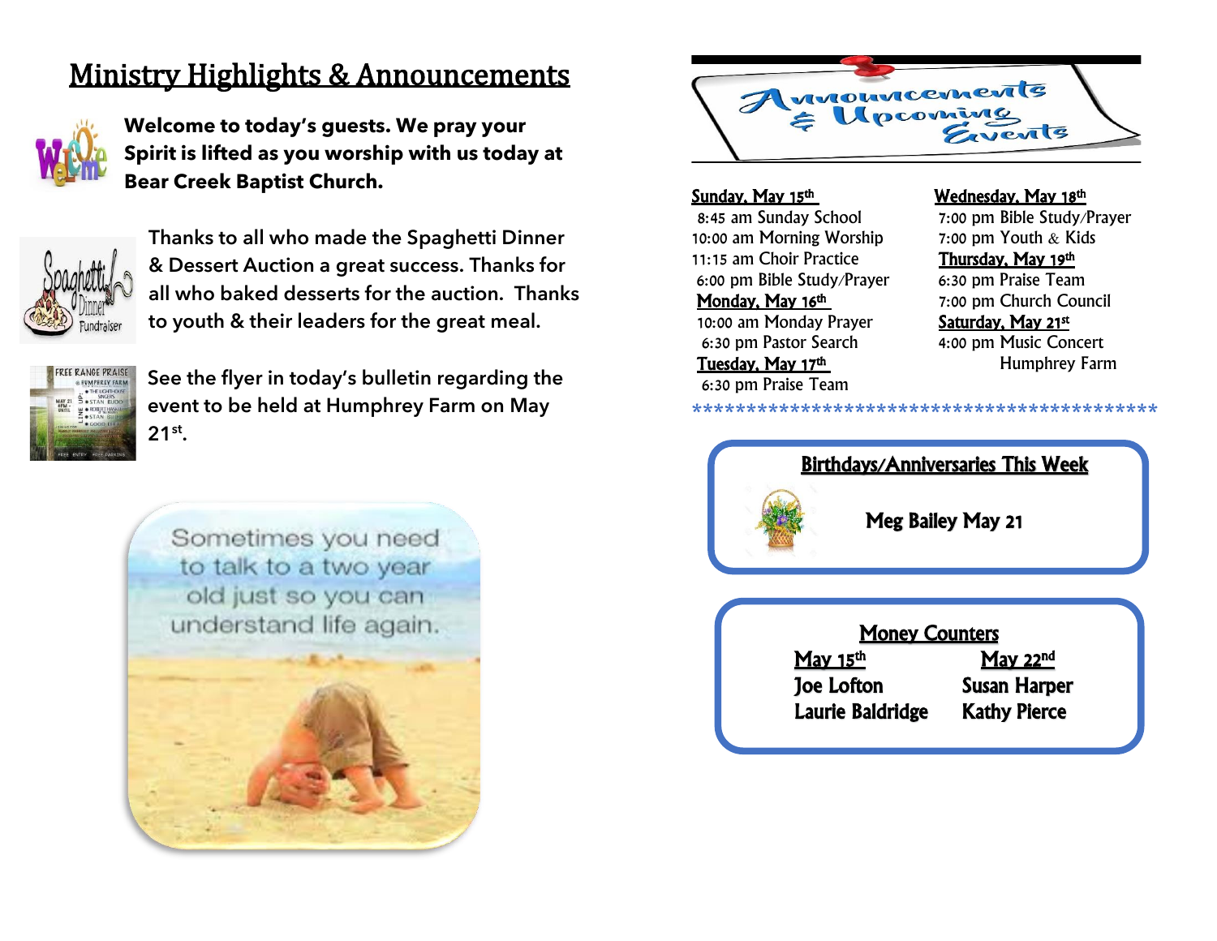# Ministry Highlights & Announcements

**Welcome to today's guests. We pray your Spirit is lifted as you worship with us today at Bear Creek Baptist Church.**

Thanks to all who made the Spaghetti Dinner & Dessert Auction a great success. Thanks for all who baked desserts for the auction. Thanks to youth & their leaders for the great meal.

See the flyer in today's bulletin regarding the event to be held at Humphrey Farm on May 21st.

Sometimes you need to talk to a two year old just so you can understand life again.

## Announcements & Upcoming Events

**Sunday, May 15th**
8:45 am Sunday School
10:00 am Morning Worship
11:15 am Choir Practice
6:00 pm Bible Study/Prayer

**Monday, May 16th**
10:00 am Monday Prayer
6:30 pm Pastor Search

**Tuesday, May 17th**
6:30 pm Praise Team

**Wednesday, May 18th**
7:00 pm Bible Study/Prayer
7:00 pm Youth & Kids

**Thursday, May 19th**
6:30 pm Praise Team
7:00 pm Church Council

**Saturday, May 21st**
4:00 pm Music Concert
Humphrey Farm

******************************************

**Birthdays/Anniversaries This Week**

**Meg Bailey May 21**

**Money Counters**

| May 15th | May 22nd |
|---|---|
| Joe Lofton | Susan Harper |
| Laurie Baldridge | Kathy Pierce |